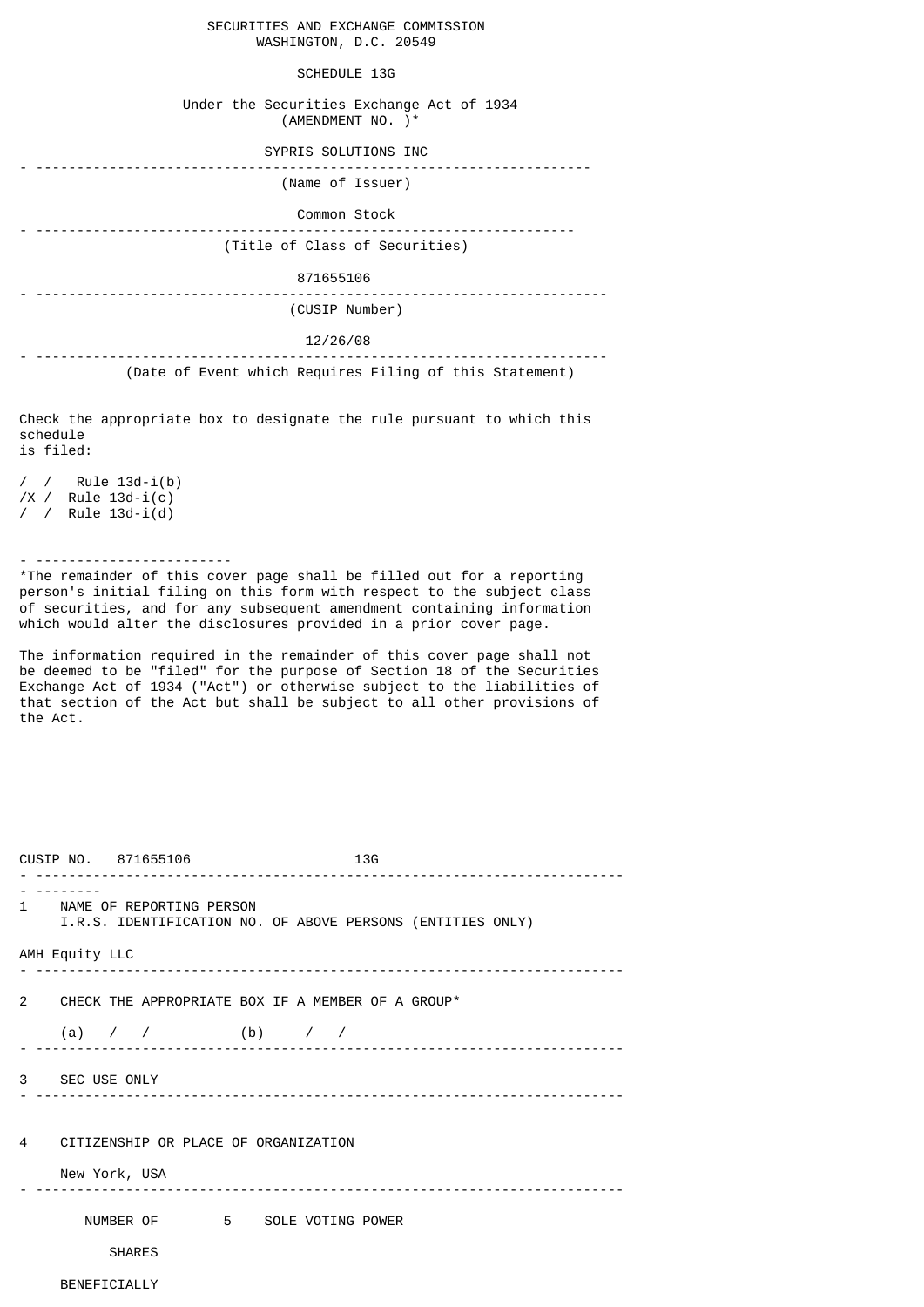SECURITIES AND EXCHANGE COMMISSION
WASHINGTON, D.C. 20549

# SCHEDULE 13G

Under the Securities Exchange Act of 1934
(AMENDMENT NO. )*

SYPRIS SOLUTIONS INC

---

(Name of Issuer)

Common Stock

---

(Title of Class of Securities)

871655106

---

(CUSIP Number)

12/26/08

---

(Date of Event which Requires Filing of this Statement)

Check the appropriate box to designate the rule pursuant to which this schedule is filed:

/ / Rule 13d-i(b)
/X / Rule 13d-i(c)
/ / Rule 13d-i(d)

---

*The remainder of this cover page shall be filled out for a reporting person's initial filing on this form with respect to the subject class of securities, and for any subsequent amendment containing information which would alter the disclosures provided in a prior cover page.

The information required in the remainder of this cover page shall not be deemed to be "filed" for the purpose of Section 18 of the Securities Exchange Act of 1934 ("Act") or otherwise subject to the liabilities of that section of the Act but shall be subject to all other provisions of the Act.

CUSIP NO. 871655106 13G

---

1 NAME OF REPORTING PERSON
I.R.S. IDENTIFICATION NO. OF ABOVE PERSONS (ENTITIES ONLY)

AMH Equity LLC

---

2 CHECK THE APPROPRIATE BOX IF A MEMBER OF A GROUP*

(a) / / (b) / /

---

3 SEC USE ONLY

---

4 CITIZENSHIP OR PLACE OF ORGANIZATION

New York, USA

---

NUMBER OF 5 SOLE VOTING POWER

SHARES

BENEFICIALLY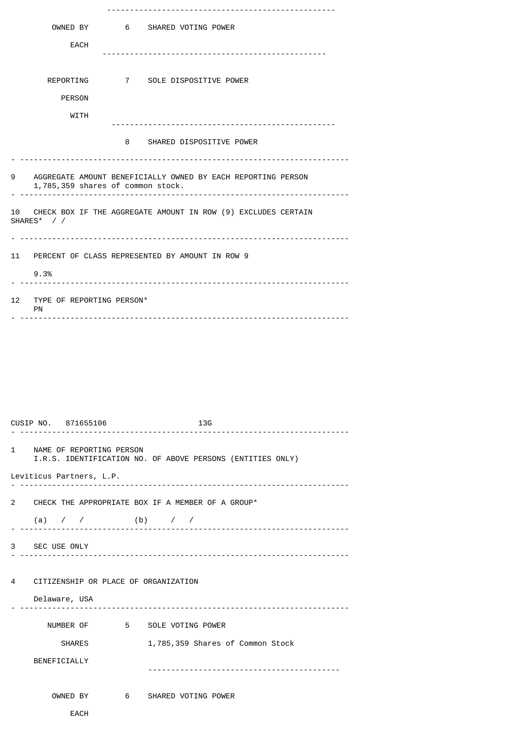| | | |
|---|---|---|
| OWNED BY | 6 | SHARED VOTING POWER |
| EACH | | |
| REPORTING | 7 | SOLE DISPOSITIVE POWER |
| PERSON | | |
| WITH | | |
| | 8 | SHARED DISPOSITIVE POWER |

9 AGGREGATE AMOUNT BENEFICIALLY OWNED BY EACH REPORTING PERSON
1,785,359 shares of common stock.

10 CHECK BOX IF THE AGGREGATE AMOUNT IN ROW (9) EXCLUDES CERTAIN SHARES* / /

11 PERCENT OF CLASS REPRESENTED BY AMOUNT IN ROW 9

9.3%

12 TYPE OF REPORTING PERSON*
PN

CUSIP NO. 871655106 13G

1 NAME OF REPORTING PERSON
I.R.S. IDENTIFICATION NO. OF ABOVE PERSONS (ENTITIES ONLY)

Leviticus Partners, L.P.

2 CHECK THE APPROPRIATE BOX IF A MEMBER OF A GROUP*

(a) / / (b) / /

3 SEC USE ONLY

4 CITIZENSHIP OR PLACE OF ORGANIZATION

Delaware, USA

| | | |
|---|---|---|
| NUMBER OF | 5 | SOLE VOTING POWER |
| SHARES | | 1,785,359 Shares of Common Stock |
| BENEFICIALLY | | |
| OWNED BY | 6 | SHARED VOTING POWER |
| EACH | | |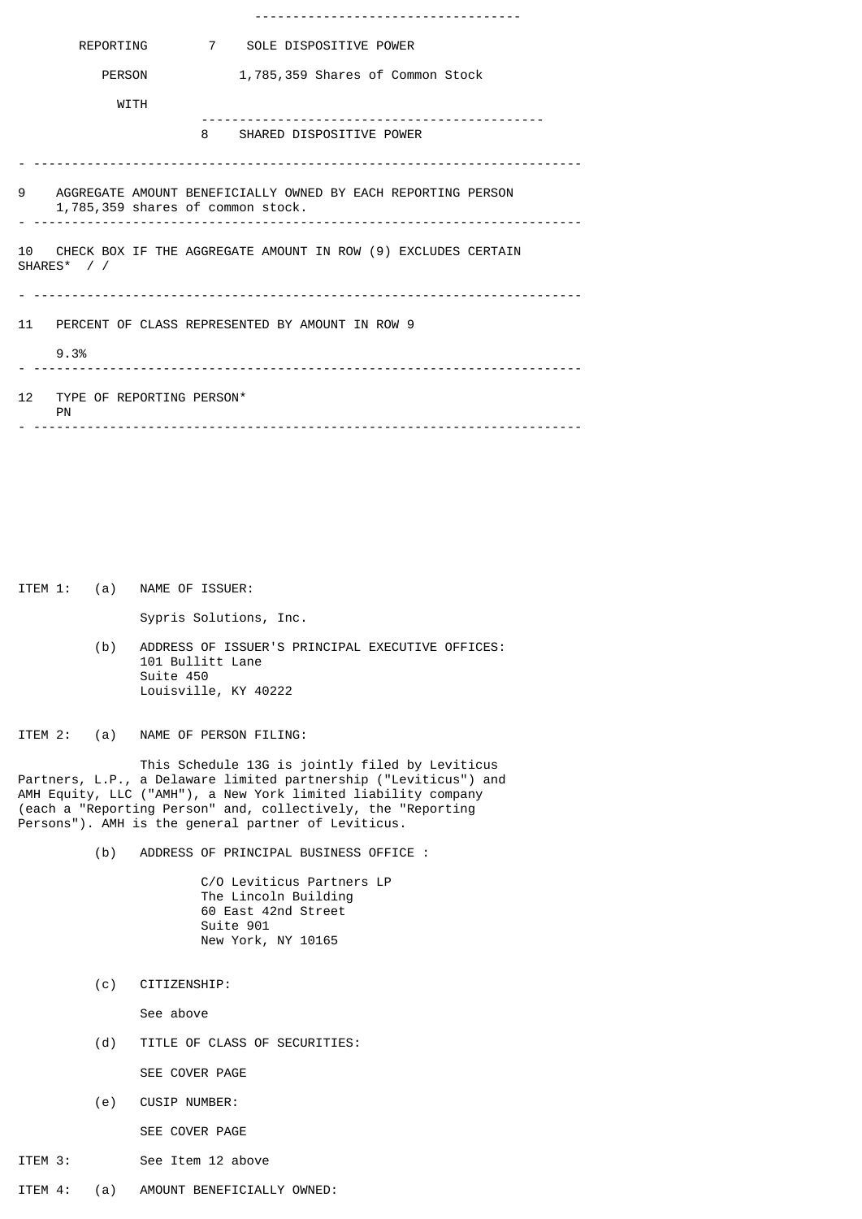| | | |
|---|---|---|
| REPORTING PERSON WITH | 7 | SOLE DISPOSITIVE POWER<br>1,785,359 Shares of Common Stock |
| | 8 | SHARED DISPOSITIVE POWER |

9 AGGREGATE AMOUNT BENEFICIALLY OWNED BY EACH REPORTING PERSON
1,785,359 shares of common stock.

10 CHECK BOX IF THE AGGREGATE AMOUNT IN ROW (9) EXCLUDES CERTAIN SHARES* / /

11 PERCENT OF CLASS REPRESENTED BY AMOUNT IN ROW 9

9.3%

12 TYPE OF REPORTING PERSON*
PN

ITEM 1: (a) NAME OF ISSUER:

Sypris Solutions, Inc.

(b) ADDRESS OF ISSUER'S PRINCIPAL EXECUTIVE OFFICES:
101 Bullitt Lane
Suite 450
Louisville, KY 40222

ITEM 2: (a) NAME OF PERSON FILING:

This Schedule 13G is jointly filed by Leviticus Partners, L.P., a Delaware limited partnership ("Leviticus") and AMH Equity, LLC ("AMH"), a New York limited liability company (each a "Reporting Person" and, collectively, the "Reporting Persons"). AMH is the general partner of Leviticus.

(b) ADDRESS OF PRINCIPAL BUSINESS OFFICE :

C/O Leviticus Partners LP
The Lincoln Building
60 East 42nd Street
Suite 901
New York, NY 10165

(c) CITIZENSHIP:

See above

(d) TITLE OF CLASS OF SECURITIES:

SEE COVER PAGE

(e) CUSIP NUMBER:

SEE COVER PAGE

ITEM 3: See Item 12 above

ITEM 4: (a) AMOUNT BENEFICIALLY OWNED: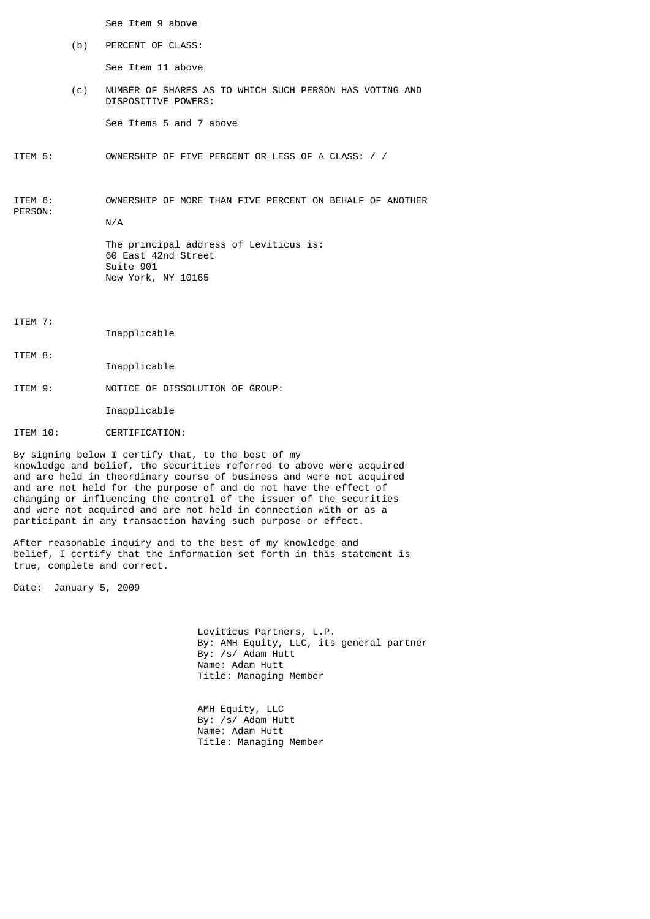See Item 9 above

(b) PERCENT OF CLASS:

See Item 11 above

(c) NUMBER OF SHARES AS TO WHICH SUCH PERSON HAS VOTING AND DISPOSITIVE POWERS:

See Items 5 and 7 above

ITEM 5: OWNERSHIP OF FIVE PERCENT OR LESS OF A CLASS: / /

ITEM 6: OWNERSHIP OF MORE THAN FIVE PERCENT ON BEHALF OF ANOTHER PERSON:

N/A

The principal address of Leviticus is:
60 East 42nd Street
Suite 901
New York, NY 10165

ITEM 7:

Inapplicable

ITEM 8:

Inapplicable

ITEM 9: NOTICE OF DISSOLUTION OF GROUP:

Inapplicable

ITEM 10: CERTIFICATION:

By signing below I certify that, to the best of my knowledge and belief, the securities referred to above were acquired and are held in theordinary course of business and were not acquired and are not held for the purpose of and do not have the effect of changing or influencing the control of the issuer of the securities and were not acquired and are not held in connection with or as a participant in any transaction having such purpose or effect.

After reasonable inquiry and to the best of my knowledge and belief, I certify that the information set forth in this statement is true, complete and correct.

Date: January 5, 2009

Leviticus Partners, L.P.
By: AMH Equity, LLC, its general partner
By: /s/ Adam Hutt
Name: Adam Hutt
Title: Managing Member

AMH Equity, LLC
By: /s/ Adam Hutt
Name: Adam Hutt
Title: Managing Member